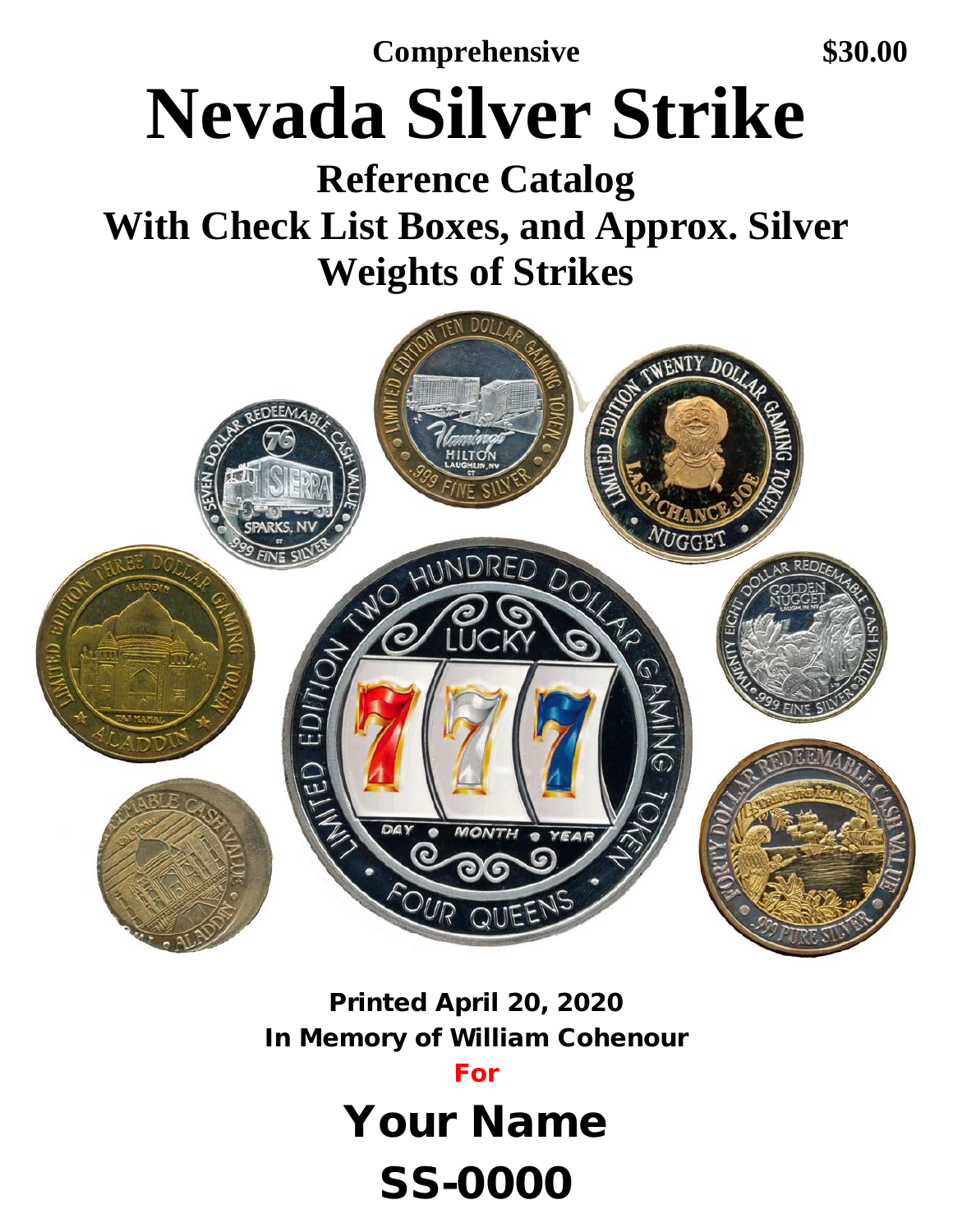**Comprehensive** **$30.00**

# Nevada Silver Strike

## Reference Catalog
## With Check List Boxes, and Approx. Silver Weights of Strikes

**Printed April 20, 2020**
**In Memory of William Cohenour**

**For**

## Your Name

## SS-0000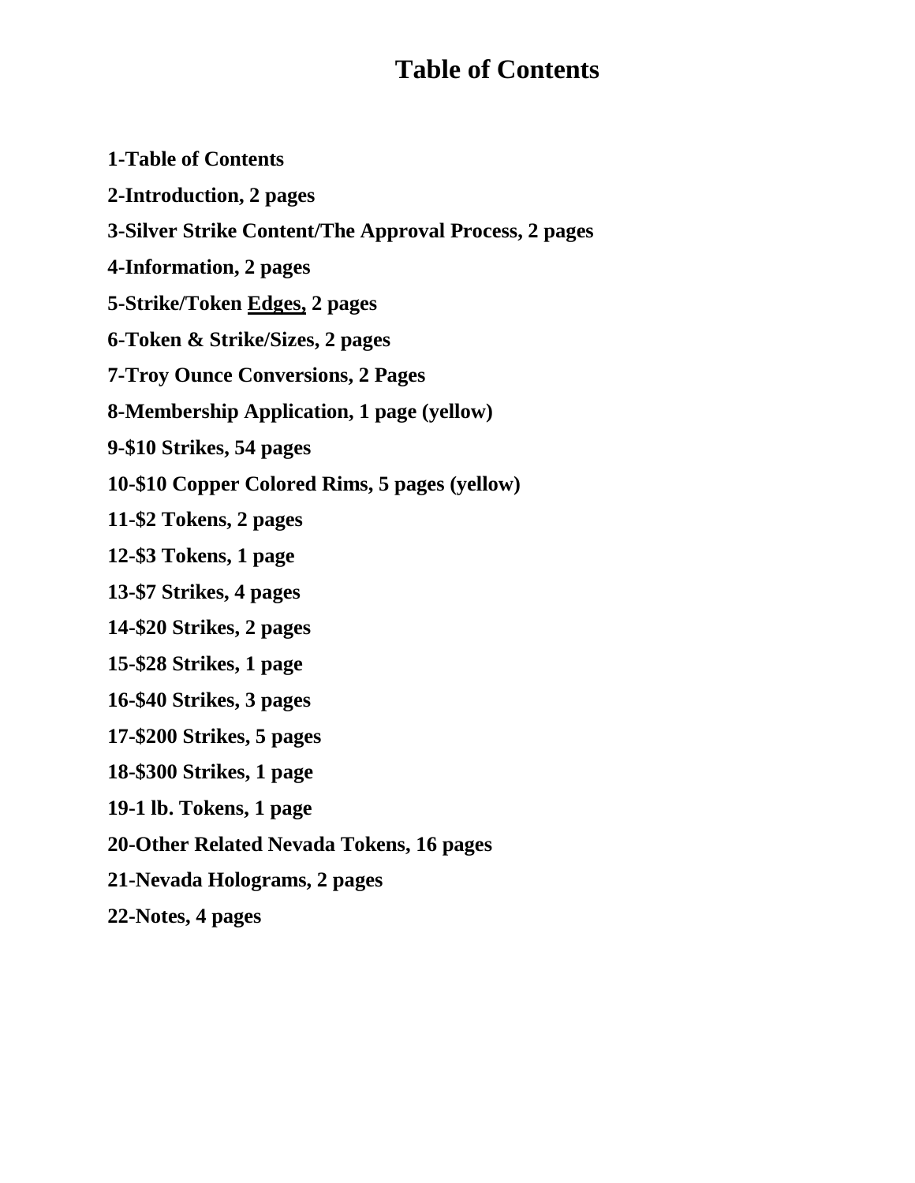# Table of Contents

**1-Table of Contents**

**2-Introduction, 2 pages**

**3-Silver Strike Content/The Approval Process, 2 pages**

**4-Information, 2 pages**

**5-Strike/Token <u>Edges,</u> 2 pages**

**6-Token & Strike/Sizes, 2 pages**

**7-Troy Ounce Conversions, 2 Pages**

**8-Membership Application, 1 page (yellow)**

**9-$10 Strikes, 54 pages**

**10-$10 Copper Colored Rims, 5 pages (yellow)**

**11-$2 Tokens, 2 pages**

**12-$3 Tokens, 1 page**

**13-$7 Strikes, 4 pages**

**14-$20 Strikes, 2 pages**

**15-$28 Strikes, 1 page**

**16-$40 Strikes, 3 pages**

**17-$200 Strikes, 5 pages**

**18-$300 Strikes, 1 page**

**19-1 lb. Tokens, 1 page**

**20-Other Related Nevada Tokens, 16 pages**

**21-Nevada Holograms, 2 pages**

**22-Notes, 4 pages**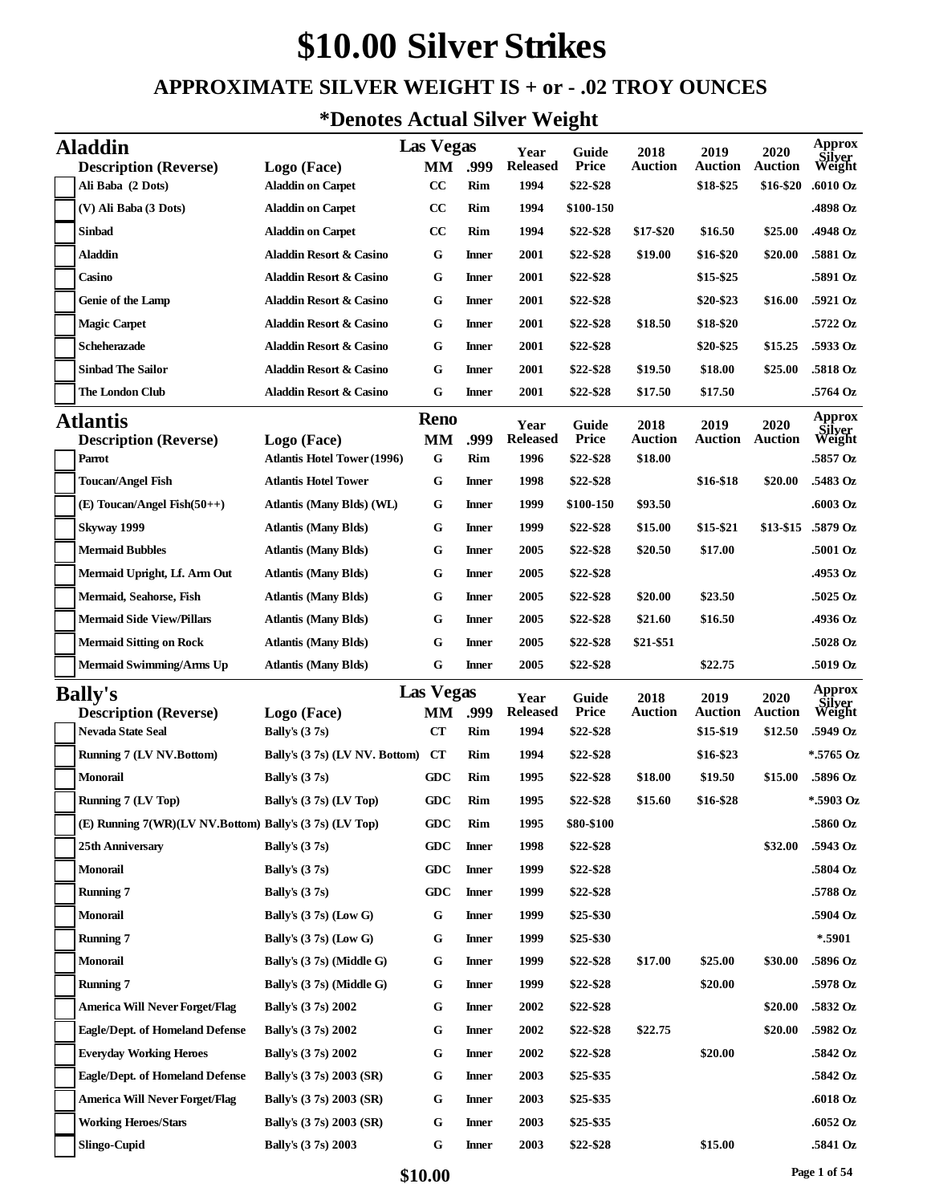# $10.00 Silver Strikes

## APPROXIMATE SILVER WEIGHT IS + or - .02 TROY OUNCES

### *Denotes Actual Silver Weight

## Aladdin

| Description (Reverse) | Logo (Face) | Las Vegas MM | .999 | Year Released | Guide Price | 2018 Auction | 2019 Auction | 2020 Auction | Approx Silver Weight |
|---|---|---|---|---|---|---|---|---|---|
| Ali Baba (2 Dots) | Aladdin on Carpet | CC | Rim | 1994 | $22-$28 | | $18-$25 | $16-$20 | .6010 Oz |
| (V) Ali Baba (3 Dots) | Aladdin on Carpet | CC | Rim | 1994 | $100-150 | | | | .4898 Oz |
| Sinbad | Aladdin on Carpet | CC | Rim | 1994 | $22-$28 | $17-$20 | $16.50 | $25.00 | .4948 Oz |
| Aladdin | Aladdin Resort & Casino | G | Inner | 2001 | $22-$28 | $19.00 | $16-$20 | $20.00 | .5881 Oz |
| Casino | Aladdin Resort & Casino | G | Inner | 2001 | $22-$28 | | $15-$25 | | .5891 Oz |
| Genie of the Lamp | Aladdin Resort & Casino | G | Inner | 2001 | $22-$28 | | $20-$23 | $16.00 | .5921 Oz |
| Magic Carpet | Aladdin Resort & Casino | G | Inner | 2001 | $22-$28 | $18.50 | $18-$20 | | .5722 Oz |
| Scheherazade | Aladdin Resort & Casino | G | Inner | 2001 | $22-$28 | | $20-$25 | $15.25 | .5933 Oz |
| Sinbad The Sailor | Aladdin Resort & Casino | G | Inner | 2001 | $22-$28 | $19.50 | $18.00 | $25.00 | .5818 Oz |
| The London Club | Aladdin Resort & Casino | G | Inner | 2001 | $22-$28 | $17.50 | $17.50 | | .5764 Oz |

## Atlantis

| Description (Reverse) | Logo (Face) | Reno MM | .999 | Year Released | Guide Price | 2018 Auction | 2019 Auction | 2020 Auction | Approx Silver Weight |
|---|---|---|---|---|---|---|---|---|---|
| Parrot | Atlantis Hotel Tower (1996) | G | Rim | 1996 | $22-$28 | $18.00 | | | .5857 Oz |
| Toucan/Angel Fish | Atlantis Hotel Tower | G | Inner | 1998 | $22-$28 | | $16-$18 | $20.00 | .5483 Oz |
| (E) Toucan/Angel Fish(50++) | Atlantis (Many Blds) (WL) | G | Inner | 1999 | $100-150 | $93.50 | | | .6003 Oz |
| Skyway 1999 | Atlantis (Many Blds) | G | Inner | 1999 | $22-$28 | $15.00 | $15-$21 | $13-$15 | .5879 Oz |
| Mermaid Bubbles | Atlantis (Many Blds) | G | Inner | 2005 | $22-$28 | $20.50 | $17.00 | | .5001 Oz |
| Mermaid Upright, Lf. Arm Out | Atlantis (Many Blds) | G | Inner | 2005 | $22-$28 | | | | .4953 Oz |
| Mermaid, Seahorse, Fish | Atlantis (Many Blds) | G | Inner | 2005 | $22-$28 | $20.00 | $23.50 | | .5025 Oz |
| Mermaid Side View/Pillars | Atlantis (Many Blds) | G | Inner | 2005 | $22-$28 | $21.60 | $16.50 | | .4936 Oz |
| Mermaid Sitting on Rock | Atlantis (Many Blds) | G | Inner | 2005 | $22-$28 | $21-$51 | | | .5028 Oz |
| Mermaid Swimming/Arms Up | Atlantis (Many Blds) | G | Inner | 2005 | $22-$28 | | $22.75 | | .5019 Oz |

## Bally's

| Description (Reverse) | Logo (Face) | Las Vegas MM | .999 | Year Released | Guide Price | 2018 Auction | 2019 Auction | 2020 Auction | Approx Silver Weight |
|---|---|---|---|---|---|---|---|---|---|
| Nevada State Seal | Bally's (3 7s) | CT | Rim | 1994 | $22-$28 | | $15-$19 | $12.50 | .5949 Oz |
| Running 7 (LV NV.Bottom) | Bally's (3 7s) (LV NV. Bottom) | CT | Rim | 1994 | $22-$28 | | $16-$23 | | *.5765 Oz |
| Monorail | Bally's (3 7s) | GDC | Rim | 1995 | $22-$28 | $18.00 | $19.50 | $15.00 | .5896 Oz |
| Running 7 (LV Top) | Bally's (3 7s) (LV Top) | GDC | Rim | 1995 | $22-$28 | $15.60 | $16-$28 | | *.5903 Oz |
| (E) Running 7(WR)(LV NV.Bottom) | Bally's (3 7s) (LV Top) | GDC | Rim | 1995 | $80-$100 | | | | .5860 Oz |
| 25th Anniversary | Bally's (3 7s) | GDC | Inner | 1998 | $22-$28 | | | $32.00 | .5943 Oz |
| Monorail | Bally's (3 7s) | GDC | Inner | 1999 | $22-$28 | | | | .5804 Oz |
| Running 7 | Bally's (3 7s) | GDC | Inner | 1999 | $22-$28 | | | | .5788 Oz |
| Monorail | Bally's (3 7s) (Low G) | G | Inner | 1999 | $25-$30 | | | | .5904 Oz |
| Running 7 | Bally's (3 7s) (Low G) | G | Inner | 1999 | $25-$30 | | | | *.5901 |
| Monorail | Bally's (3 7s) (Middle G) | G | Inner | 1999 | $22-$28 | $17.00 | $25.00 | $30.00 | .5896 Oz |
| Running 7 | Bally's (3 7s) (Middle G) | G | Inner | 1999 | $22-$28 | | $20.00 | | .5978 Oz |
| America Will Never Forget/Flag | Bally's (3 7s) 2002 | G | Inner | 2002 | $22-$28 | | | $20.00 | .5832 Oz |
| Eagle/Dept. of Homeland Defense | Bally's (3 7s) 2002 | G | Inner | 2002 | $22-$28 | $22.75 | | $20.00 | .5982 Oz |
| Everyday Working Heroes | Bally's (3 7s) 2002 | G | Inner | 2002 | $22-$28 | | $20.00 | | .5842 Oz |
| Eagle/Dept. of Homeland Defense | Bally's (3 7s) 2003 (SR) | G | Inner | 2003 | $25-$35 | | | | .5842 Oz |
| America Will Never Forget/Flag | Bally's (3 7s) 2003 (SR) | G | Inner | 2003 | $25-$35 | | | | .6018 Oz |
| Working Heroes/Stars | Bally's (3 7s) 2003 (SR) | G | Inner | 2003 | $25-$35 | | | | .6052 Oz |
| Slingo-Cupid | Bally's (3 7s) 2003 | G | Inner | 2003 | $22-$28 | | $15.00 | | .5841 Oz |

$10.00